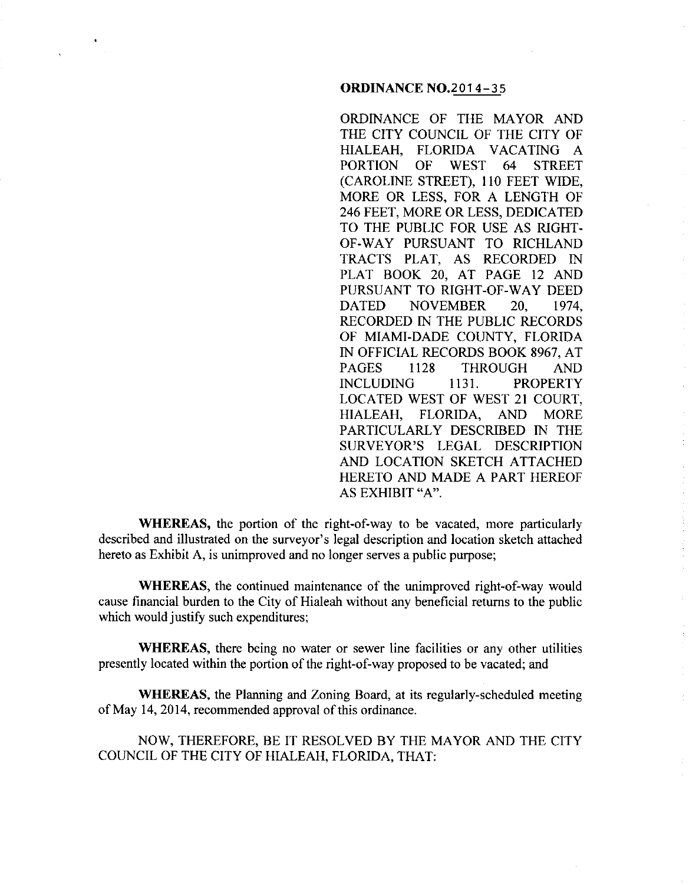**ORDINANCE NO.2014-35**

ORDINANCE OF THE MAYOR AND THE CITY COUNCIL OF THE CITY OF HIALEAH, FLORIDA VACATING A PORTION OF WEST 64 STREET (CAROLINE STREET), 110 FEET WIDE, MORE OR LESS, FOR A LENGTH OF 246 FEET, MORE OR LESS, DEDICATED TO THE PUBLIC FOR USE AS RIGHT-OF-WAY PURSUANT TO RICHLAND TRACTS PLAT, AS RECORDED IN PLAT BOOK 20, AT PAGE 12 AND PURSUANT TO RIGHT-OF-WAY DEED DATED NOVEMBER 20, 1974, RECORDED IN THE PUBLIC RECORDS OF MIAMI-DADE COUNTY, FLORIDA IN OFFICIAL RECORDS BOOK 8967, AT PAGES 1128 THROUGH AND INCLUDING 1131. PROPERTY LOCATED WEST OF WEST 21 COURT, HIALEAH, FLORIDA, AND MORE PARTICULARLY DESCRIBED IN THE SURVEYOR'S LEGAL DESCRIPTION AND LOCATION SKETCH ATTACHED HERETO AND MADE A PART HEREOF AS EXHIBIT "A".

**WHEREAS,** the portion of the right-of-way to be vacated, more particularly described and illustrated on the surveyor's legal description and location sketch attached hereto as Exhibit A, is unimproved and no longer serves a public purpose;

**WHEREAS,** the continued maintenance of the unimproved right-of-way would cause financial burden to the City of Hialeah without any beneficial returns to the public which would justify such expenditures;

**WHEREAS,** there being no water or sewer line facilities or any other utilities presently located within the portion of the right-of-way proposed to be vacated; and

**WHEREAS,** the Planning and Zoning Board, at its regularly-scheduled meeting of May 14, 2014, recommended approval of this ordinance.

NOW, THEREFORE, BE IT RESOLVED BY THE MAYOR AND THE CITY COUNCIL OF THE CITY OF HIALEAH, FLORIDA, THAT: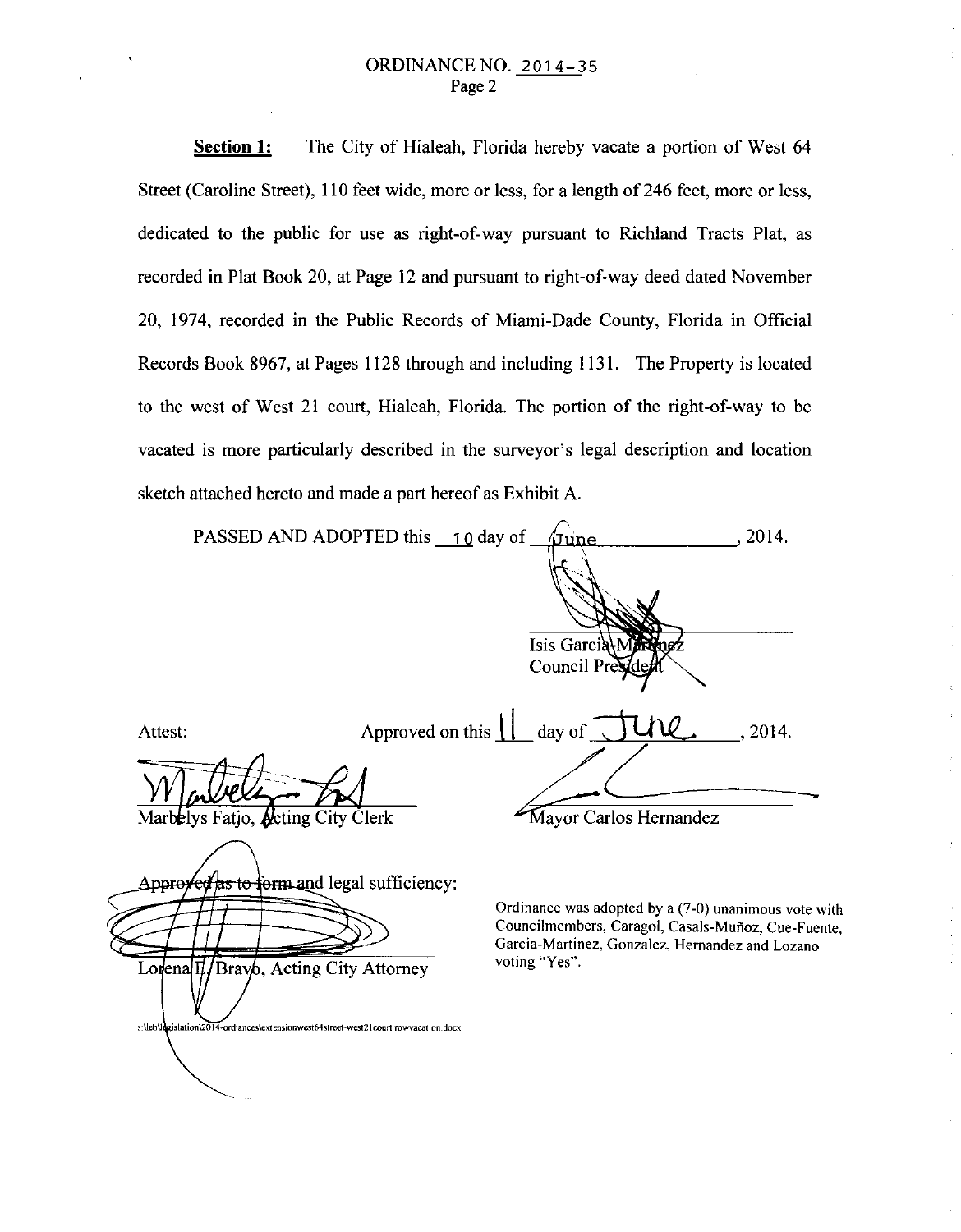**Section 1:** The City of Hialeah, Florida hereby vacate a portion of West 64 Street (Caroline Street), 110 feet wide, more or less, for a length of 246 feet, more or less, dedicated to the public for use as right-of-way pursuant to Richland Tracts Plat, as recorded in Plat Book 20, at Page 12 and pursuant to right-of-way deed dated November 20, 1974, recorded in the Public Records of Miami-Dade County, Florida in Official Records Book 8967, at Pages 1128 through and including 1131. The Property is located to the west of West 21 court, Hialeah, Florida. The portion of the right-of-way to be vacated is more particularly described in the surveyor's legal description and location sketch attached hereto and made a part hereof as Exhibit A.

PASSED AND ADOPTED this 10 day of June, 2014.

Isis Garcia-Martinez
Council President

Attest:

Approved on this 11 day of June, 2014.

Marbelys Fatjo, Acting City Clerk

Mayor Carlos Hernandez

Approved as to form and legal sufficiency:

Lorena E. Bravo, Acting City Attorney

Ordinance was adopted by a (7-0) unanimous vote with Councilmembers, Caragol, Casals-Muñoz, Cue-Fuente, Garcia-Martinez, Gonzalez, Hernandez and Lozano voting "Yes".

s:\leb\legislation\2014-ordiances\extensionwest64street-west21court.rowvacation.docx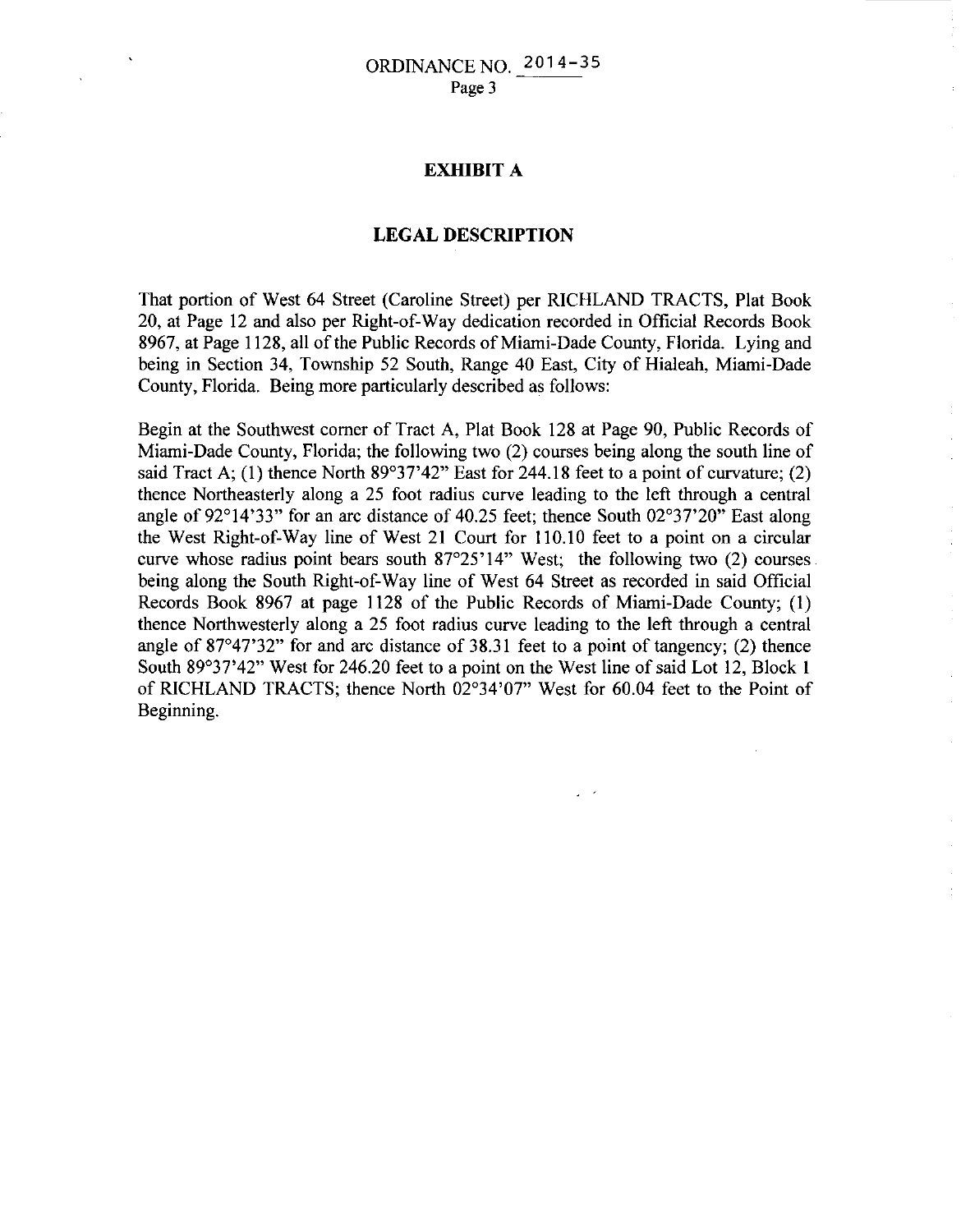ORDINANCE NO. 2014-35

## EXHIBIT A

## LEGAL DESCRIPTION

That portion of West 64 Street (Caroline Street) per RICHLAND TRACTS, Plat Book 20, at Page 12 and also per Right-of-Way dedication recorded in Official Records Book 8967, at Page 1128, all of the Public Records of Miami-Dade County, Florida. Lying and being in Section 34, Township 52 South, Range 40 East, City of Hialeah, Miami-Dade County, Florida. Being more particularly described as follows:

Begin at the Southwest corner of Tract A, Plat Book 128 at Page 90, Public Records of Miami-Dade County, Florida; the following two (2) courses being along the south line of said Tract A; (1) thence North 89°37'42" East for 244.18 feet to a point of curvature; (2) thence Northeasterly along a 25 foot radius curve leading to the left through a central angle of 92°14'33" for an arc distance of 40.25 feet; thence South 02°37'20" East along the West Right-of-Way line of West 21 Court for 110.10 feet to a point on a circular curve whose radius point bears south 87°25'14" West; the following two (2) courses being along the South Right-of-Way line of West 64 Street as recorded in said Official Records Book 8967 at page 1128 of the Public Records of Miami-Dade County; (1) thence Northwesterly along a 25 foot radius curve leading to the left through a central angle of 87°47'32" for and arc distance of 38.31 feet to a point of tangency; (2) thence South 89°37'42" West for 246.20 feet to a point on the West line of said Lot 12, Block 1 of RICHLAND TRACTS; thence North 02°34'07" West for 60.04 feet to the Point of Beginning.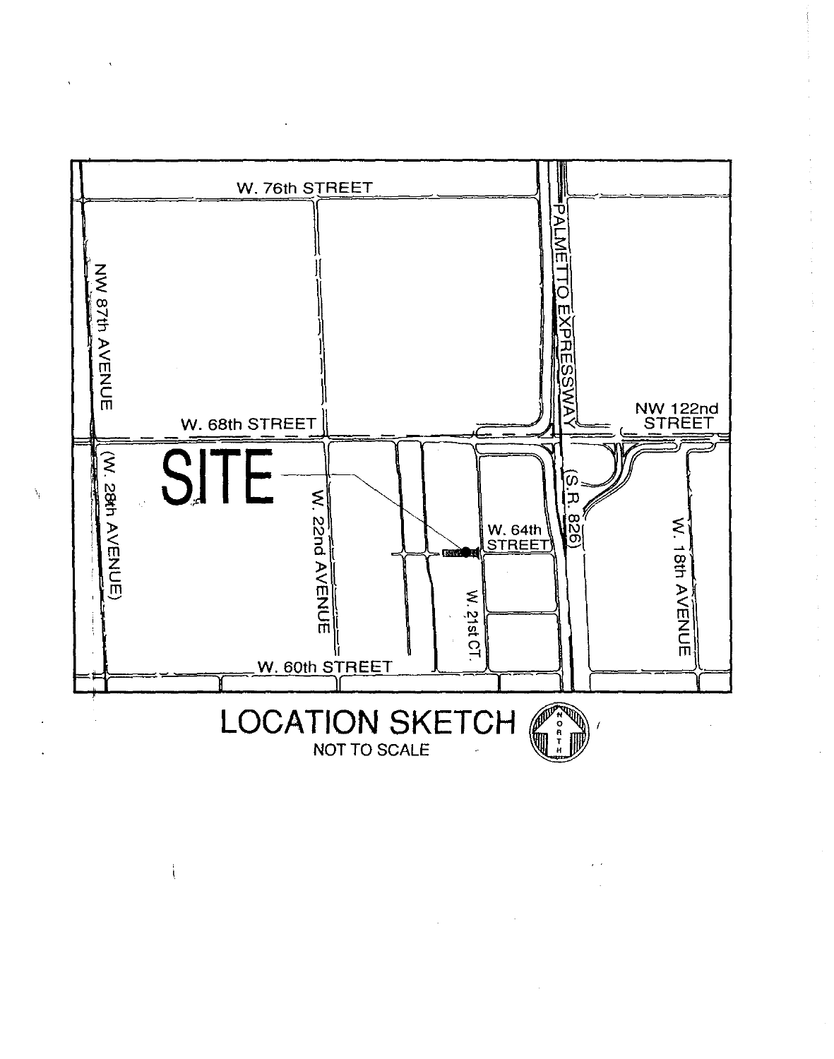W. 76th STREET

PALMETTO EXPRESSWAY

NW 87th AVENUE

W. 68th STREET

NW 122nd STREET

SITE

(W. 28th AVENUE)

W. 22nd AVENUE

W. 64th STREET

(S.R. 826)

W. 18th AVENUE

W. 21st CT.

W. 60th STREET

# LOCATION SKETCH

NOT TO SCALE

NORTH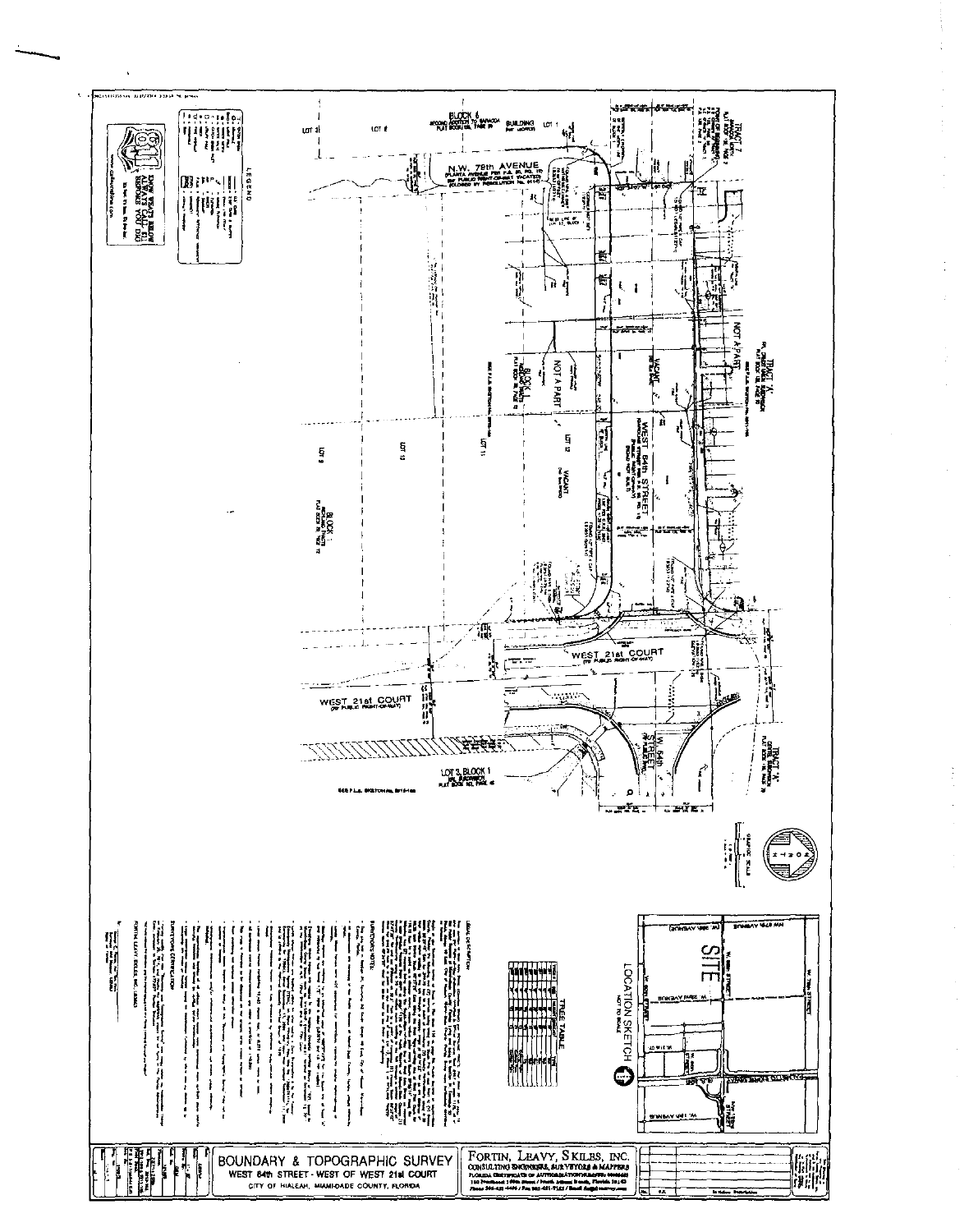# BOUNDARY & TOPOGRAPHIC SURVEY

WEST 84th STREET - WEST OF WEST 21st COURT

CITY OF HIALEAH, MIAMI-DADE COUNTY, FLORIDA

FORTIN, LEAVY, SKILES, INC.

CONSULTING ENGINEERS, SURVEYORS & MAPPERS

N.W. 79th AVENUE

WEST 84th STREET

WEST 21st COURT

NOT A PART

VACANT

BLOCK 6

LOT 1

LOT 2

LOT 3

LOT 9

LOT 10

LOT 11

LOT 12

LOT 3, BLOCK 1

TRACT "A"

TRACT 7

W. 84th STREET

LOCATION SKETCH

NOT TO SCALE

SITE

TREE TABLE

LEGEND

LEGAL DESCRIPTION

SURVEYOR'S NOTES

SURVEYOR'S CERTIFICATION

KNOW WHAT'S BELOW. ALWAYS CALL 811 BEFORE YOU DIG